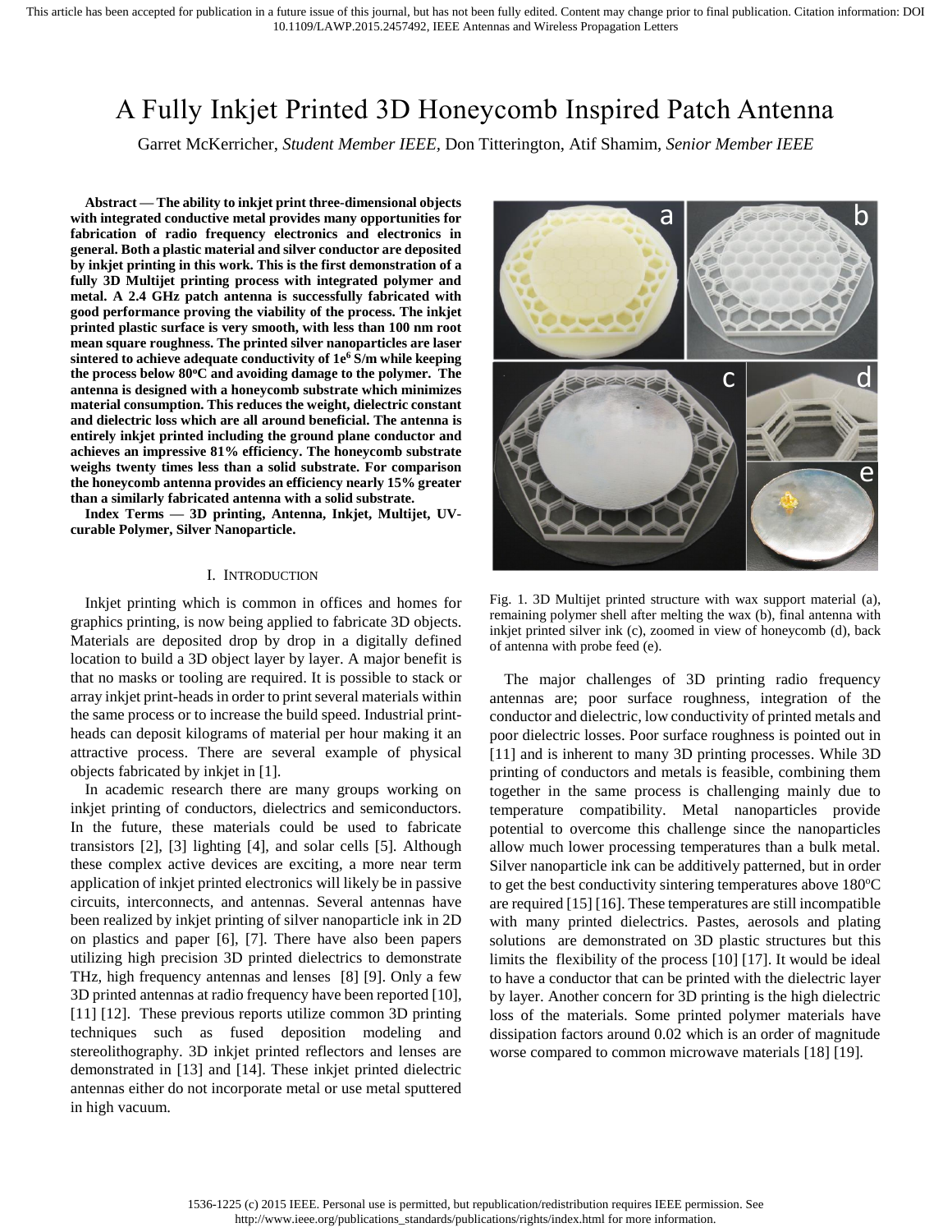# A Fully Inkjet Printed 3D Honeycomb Inspired Patch Antenna

Garret McKerricher, *Student Member IEEE*, Don Titterington, Atif Shamim, *Senior Member IEEE*

**Abstract — The ability to inkjet print three-dimensional objects with integrated conductive metal provides many opportunities for fabrication of radio frequency electronics and electronics in general. Both a plastic material and silver conductor are deposited by inkjet printing in this work. This is the first demonstration of a fully 3D Multijet printing process with integrated polymer and metal. A 2.4 GHz patch antenna is successfully fabricated with good performance proving the viability of the process. The inkjet printed plastic surface is very smooth, with less than 100 nm root mean square roughness. The printed silver nanoparticles are laser sintered to achieve adequate conductivity of 1e$^6$ S/m while keeping the process below 80$^o$C and avoiding damage to the polymer. The antenna is designed with a honeycomb substrate which minimizes material consumption. This reduces the weight, dielectric constant and dielectric loss which are all around beneficial. The antenna is entirely inkjet printed including the ground plane conductor and achieves an impressive 81% efficiency. The honeycomb substrate weighs twenty times less than a solid substrate. For comparison the honeycomb antenna provides an efficiency nearly 15% greater than a similarly fabricated antenna with a solid substrate.**

**Index Terms — 3D printing, Antenna, Inkjet, Multijet, UV-curable Polymer, Silver Nanoparticle.**

## I. Introduction

Inkjet printing which is common in offices and homes for graphics printing, is now being applied to fabricate 3D objects. Materials are deposited drop by drop in a digitally defined location to build a 3D object layer by layer. A major benefit is that no masks or tooling are required. It is possible to stack or array inkjet print-heads in order to print several materials within the same process or to increase the build speed. Industrial print-heads can deposit kilograms of material per hour making it an attractive process. There are several example of physical objects fabricated by inkjet in [1].

In academic research there are many groups working on inkjet printing of conductors, dielectrics and semiconductors. In the future, these materials could be used to fabricate transistors [2], [3] lighting [4], and solar cells [5]. Although these complex active devices are exciting, a more near term application of inkjet printed electronics will likely be in passive circuits, interconnects, and antennas. Several antennas have been realized by inkjet printing of silver nanoparticle ink in 2D on plastics and paper [6], [7]. There have also been papers utilizing high precision 3D printed dielectrics to demonstrate THz, high frequency antennas and lenses [8] [9]. Only a few 3D printed antennas at radio frequency have been reported [10], [11] [12]. These previous reports utilize common 3D printing techniques such as fused deposition modeling and stereolithography. 3D inkjet printed reflectors and lenses are demonstrated in [13] and [14]. These inkjet printed dielectric antennas either do not incorporate metal or use metal sputtered in high vacuum.

Fig. 1. 3D Multijet printed structure with wax support material (a), remaining polymer shell after melting the wax (b), final antenna with inkjet printed silver ink (c), zoomed in view of honeycomb (d), back of antenna with probe feed (e).

The major challenges of 3D printing radio frequency antennas are; poor surface roughness, integration of the conductor and dielectric, low conductivity of printed metals and poor dielectric losses. Poor surface roughness is pointed out in [11] and is inherent to many 3D printing processes. While 3D printing of conductors and metals is feasible, combining them together in the same process is challenging mainly due to temperature compatibility. Metal nanoparticles provide potential to overcome this challenge since the nanoparticles allow much lower processing temperatures than a bulk metal. Silver nanoparticle ink can be additively patterned, but in order to get the best conductivity sintering temperatures above 180$^o$C are required [15] [16]. These temperatures are still incompatible with many printed dielectrics. Pastes, aerosols and plating solutions are demonstrated on 3D plastic structures but this limits the flexibility of the process [10] [17]. It would be ideal to have a conductor that can be printed with the dielectric layer by layer. Another concern for 3D printing is the high dielectric loss of the materials. Some printed polymer materials have dissipation factors around 0.02 which is an order of magnitude worse compared to common microwave materials [18] [19].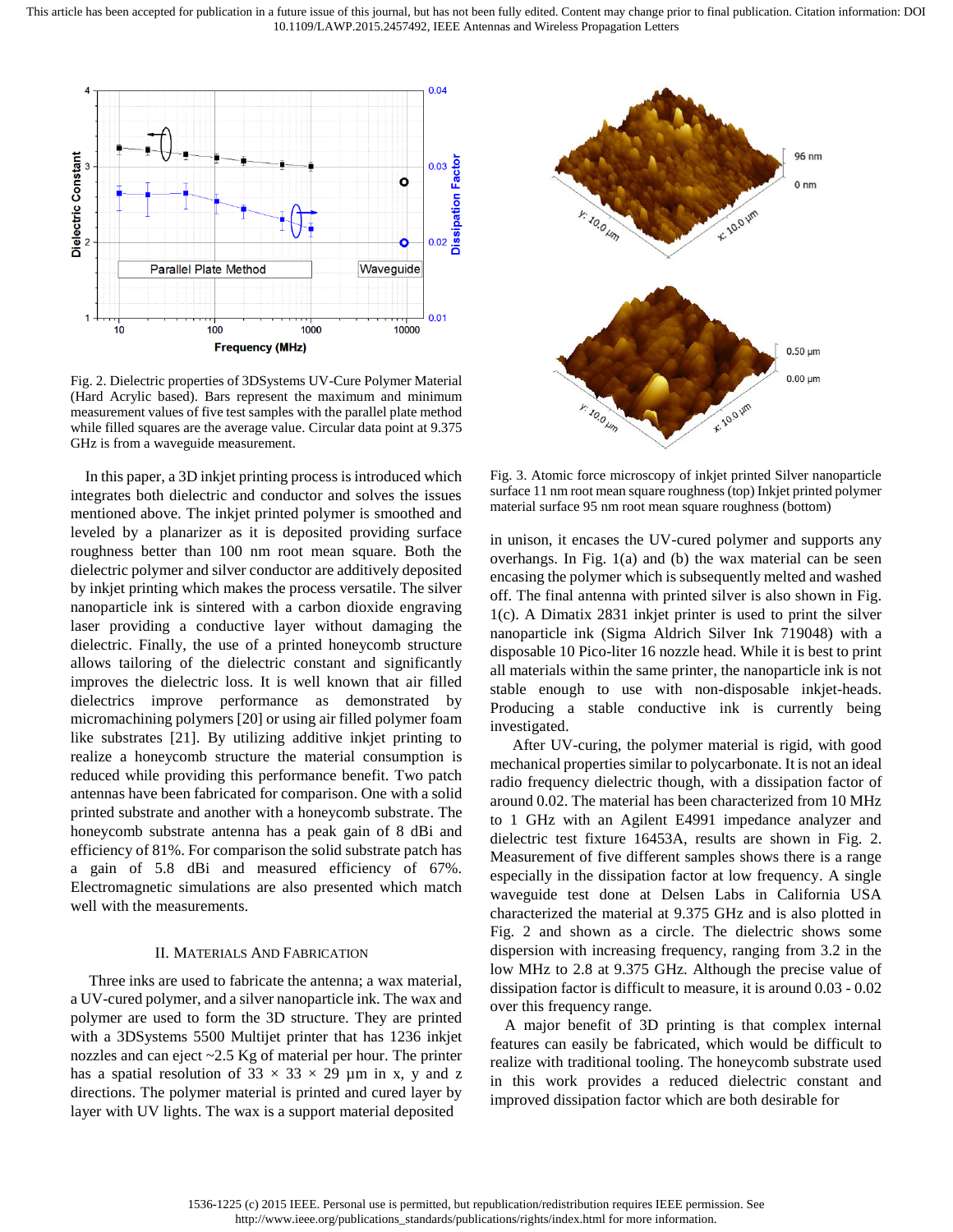Fig. 2. Dielectric properties of 3DSystems UV-Cure Polymer Material (Hard Acrylic based). Bars represent the maximum and minimum measurement values of five test samples with the parallel plate method while filled squares are the average value. Circular data point at 9.375 GHz is from a waveguide measurement.

Fig. 3. Atomic force microscopy of inkjet printed Silver nanoparticle surface 11 nm root mean square roughness (top) Inkjet printed polymer material surface 95 nm root mean square roughness (bottom)

In this paper, a 3D inkjet printing process is introduced which integrates both dielectric and conductor and solves the issues mentioned above. The inkjet printed polymer is smoothed and leveled by a planarizer as it is deposited providing surface roughness better than 100 nm root mean square. Both the dielectric polymer and silver conductor are additively deposited by inkjet printing which makes the process versatile. The silver nanoparticle ink is sintered with a carbon dioxide engraving laser providing a conductive layer without damaging the dielectric. Finally, the use of a printed honeycomb structure allows tailoring of the dielectric constant and significantly improves the dielectric loss. It is well known that air filled dielectrics improve performance as demonstrated by micromachining polymers [20] or using air filled polymer foam like substrates [21]. By utilizing additive inkjet printing to realize a honeycomb structure the material consumption is reduced while providing this performance benefit. Two patch antennas have been fabricated for comparison. One with a solid printed substrate and another with a honeycomb substrate. The honeycomb substrate antenna has a peak gain of 8 dBi and efficiency of 81%. For comparison the solid substrate patch has a gain of 5.8 dBi and measured efficiency of 67%. Electromagnetic simulations are also presented which match well with the measurements.

## II. Materials And Fabrication

Three inks are used to fabricate the antenna; a wax material, a UV-cured polymer, and a silver nanoparticle ink. The wax and polymer are used to form the 3D structure. They are printed with a 3DSystems 5500 Multijet printer that has 1236 inkjet nozzles and can eject ~2.5 Kg of material per hour. The printer has a spatial resolution of 33 × 33 × 29 µm in x, y and z directions. The polymer material is printed and cured layer by layer with UV lights. The wax is a support material deposited in unison, it encases the UV-cured polymer and supports any overhangs. In Fig. 1(a) and (b) the wax material can be seen encasing the polymer which is subsequently melted and washed off. The final antenna with printed silver is also shown in Fig. 1(c). A Dimatix 2831 inkjet printer is used to print the silver nanoparticle ink (Sigma Aldrich Silver Ink 719048) with a disposable 10 Pico-liter 16 nozzle head. While it is best to print all materials within the same printer, the nanoparticle ink is not stable enough to use with non-disposable inkjet-heads. Producing a stable conductive ink is currently being investigated.

After UV-curing, the polymer material is rigid, with good mechanical properties similar to polycarbonate. It is not an ideal radio frequency dielectric though, with a dissipation factor of around 0.02. The material has been characterized from 10 MHz to 1 GHz with an Agilent E4991 impedance analyzer and dielectric test fixture 16453A, results are shown in Fig. 2. Measurement of five different samples shows there is a range especially in the dissipation factor at low frequency. A single waveguide test done at Delsen Labs in California USA characterized the material at 9.375 GHz and is also plotted in Fig. 2 and shown as a circle. The dielectric shows some dispersion with increasing frequency, ranging from 3.2 in the low MHz to 2.8 at 9.375 GHz. Although the precise value of dissipation factor is difficult to measure, it is around 0.03 - 0.02 over this frequency range.

A major benefit of 3D printing is that complex internal features can easily be fabricated, which would be difficult to realize with traditional tooling. The honeycomb substrate used in this work provides a reduced dielectric constant and improved dissipation factor which are both desirable for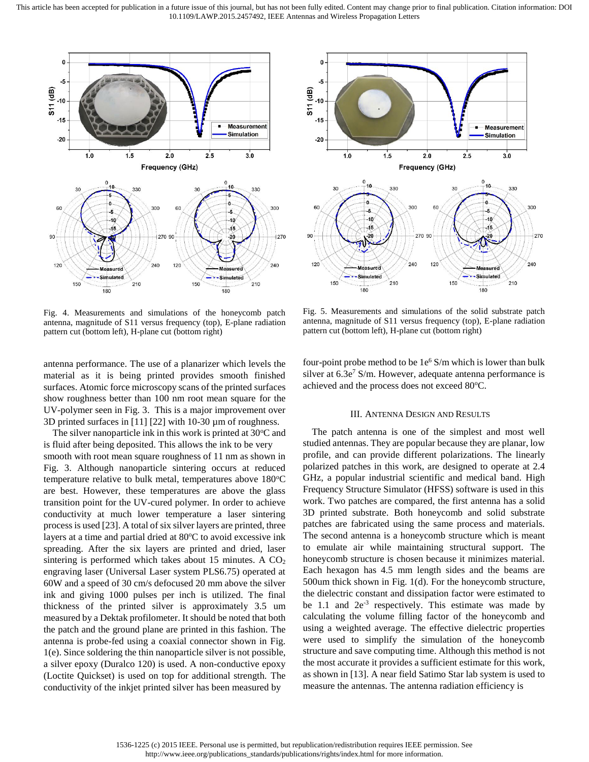Fig. 4. Measurements and simulations of the honeycomb patch antenna, magnitude of S11 versus frequency (top), E-plane radiation pattern cut (bottom left), H-plane cut (bottom right)

Fig. 5. Measurements and simulations of the solid substrate patch antenna, magnitude of S11 versus frequency (top), E-plane radiation pattern cut (bottom left), H-plane cut (bottom right)

antenna performance. The use of a planarizer which levels the material as it is being printed provides smooth finished surfaces. Atomic force microscopy scans of the printed surfaces show roughness better than 100 nm root mean square for the UV-polymer seen in Fig. 3. This is a major improvement over 3D printed surfaces in [11] [22] with 10-30 µm of roughness.

The silver nanoparticle ink in this work is printed at 30°C and is fluid after being deposited. This allows the ink to be very smooth with root mean square roughness of 11 nm as shown in Fig. 3. Although nanoparticle sintering occurs at reduced temperature relative to bulk metal, temperatures above 180°C are best. However, these temperatures are above the glass transition point for the UV-cured polymer. In order to achieve conductivity at much lower temperature a laser sintering process is used [23]. A total of six silver layers are printed, three layers at a time and partial dried at 80°C to avoid excessive ink spreading. After the six layers are printed and dried, laser sintering is performed which takes about 15 minutes. A $CO_2$ engraving laser (Universal Laser system PLS6.75) operated at 60W and a speed of 30 cm/s defocused 20 mm above the silver ink and giving 1000 pulses per inch is utilized. The final thickness of the printed silver is approximately 3.5 um measured by a Dektak profilometer. It should be noted that both the patch and the ground plane are printed in this fashion. The antenna is probe-fed using a coaxial connector shown in Fig. 1(e). Since soldering the thin nanoparticle silver is not possible, a silver epoxy (Duralco 120) is used. A non-conductive epoxy (Loctite Quickset) is used on top for additional strength. The conductivity of the inkjet printed silver has been measured by four-point probe method to be $1e^{6}$ S/m which is lower than bulk silver at $6.3e^{7}$ S/m. However, adequate antenna performance is achieved and the process does not exceed 80°C.

## III. Antenna Design and Results

The patch antenna is one of the simplest and most well studied antennas. They are popular because they are planar, low profile, and can provide different polarizations. The linearly polarized patches in this work, are designed to operate at 2.4 GHz, a popular industrial scientific and medical band. High Frequency Structure Simulator (HFSS) software is used in this work. Two patches are compared, the first antenna has a solid 3D printed substrate. Both honeycomb and solid substrate patches are fabricated using the same process and materials. The second antenna is a honeycomb structure which is meant to emulate air while maintaining structural support. The honeycomb structure is chosen because it minimizes material. Each hexagon has 4.5 mm length sides and the beams are 500um thick shown in Fig. 1(d). For the honeycomb structure, the dielectric constant and dissipation factor were estimated to be 1.1 and $2e^{-3}$ respectively. This estimate was made by calculating the volume filling factor of the honeycomb and using a weighted average. The effective dielectric properties were used to simplify the simulation of the honeycomb structure and save computing time. Although this method is not the most accurate it provides a sufficient estimate for this work, as shown in [13]. A near field Satimo Star lab system is used to measure the antennas. The antenna radiation efficiency is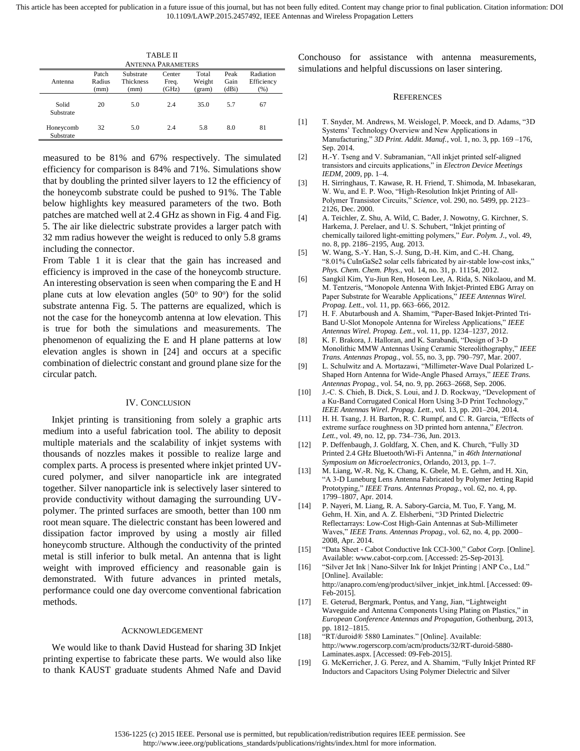TABLE II
ANTENNA PARAMETERS

| Antenna | Patch Radius (mm) | Substrate Thickness (mm) | Center Freq. (GHz) | Total Weight (gram) | Peak Gain (dBi) | Radiation Efficiency (%) |
|---|---|---|---|---|---|---|
| Solid Substrate | 20 | 5.0 | 2.4 | 35.0 | 5.7 | 67 |
| Honeycomb Substrate | 32 | 5.0 | 2.4 | 5.8 | 8.0 | 81 |

measured to be 81% and 67% respectively. The simulated efficiency for comparison is 84% and 71%. Simulations show that by doubling the printed silver layers to 12 the efficiency of the honeycomb substrate could be pushed to 91%. The Table below highlights key measured parameters of the two. Both patches are matched well at 2.4 GHz as shown in Fig. 4 and Fig. 5. The air like dielectric substrate provides a larger patch with 32 mm radius however the weight is reduced to only 5.8 grams including the connector.

From Table 1 it is clear that the gain has increased and efficiency is improved in the case of the honeycomb structure. An interesting observation is seen when comparing the E and H plane cuts at low elevation angles ($50^o$ to $90^o$) for the solid substrate antenna Fig. 5. The patterns are equalized, which is not the case for the honeycomb antenna at low elevation. This is true for both the simulations and measurements. The phenomenon of equalizing the E and H plane patterns at low elevation angles is shown in [24] and occurs at a specific combination of dielectric constant and ground plane size for the circular patch.

## IV. CONCLUSION

Inkjet printing is transitioning from solely a graphic arts medium into a useful fabrication tool. The ability to deposit multiple materials and the scalability of inkjet systems with thousands of nozzles makes it possible to realize large and complex parts. A process is presented where inkjet printed UV-cured polymer, and silver nanoparticle ink are integrated together. Silver nanoparticle ink is selectively laser sintered to provide conductivity without damaging the surrounding UV-polymer. The printed surfaces are smooth, better than 100 nm root mean square. The dielectric constant has been lowered and dissipation factor improved by using a mostly air filled honeycomb structure. Although the conductivity of the printed metal is still inferior to bulk metal. An antenna that is light weight with improved efficiency and reasonable gain is demonstrated. With future advances in printed metals, performance could one day overcome conventional fabrication methods.

## ACKNOWLEDGEMENT

We would like to thank David Hustead for sharing 3D Inkjet printing expertise to fabricate these parts. We would also like to thank KAUST graduate students Ahmed Nafe and David Conchouso for assistance with antenna measurements, simulations and helpful discussions on laser sintering.

## REFERENCES

[1] T. Snyder, M. Andrews, M. Weislogel, P. Moeck, and D. Adams, "3D Systems' Technology Overview and New Applications in Manufacturing," *3D Print. Addit. Manuf.*, vol. 1, no. 3, pp. 169 –176, Sep. 2014.

[2] H.-Y. Tseng and V. Subramanian, "All inkjet printed self-aligned transistors and circuits applications," in *Electron Device Meetings IEDM*, 2009, pp. 1–4.

[3] H. Sirringhaus, T. Kawase, R. H. Friend, T. Shimoda, M. Inbasekaran, W. Wu, and E. P. Woo, "High-Resolution Inkjet Printing of All-Polymer Transistor Circuits," *Science*, vol. 290, no. 5499, pp. 2123–2126, Dec. 2000.

[4] A. Teichler, Z. Shu, A. Wild, C. Bader, J. Nowotny, G. Kirchner, S. Harkema, J. Perelaer, and U. S. Schubert, "Inkjet printing of chemically tailored light-emitting polymers," *Eur. Polym. J.*, vol. 49, no. 8, pp. 2186–2195, Aug. 2013.

[5] W. Wang, S.-Y. Han, S.-J. Sung, D.-H. Kim, and C.-H. Chang, "8.01% CuInGaSe2 solar cells fabricated by air-stable low-cost inks," *Phys. Chem. Chem. Phys.*, vol. 14, no. 31, p. 11154, 2012.

[6] Sangkil Kim, Yu-Jiun Ren, Hoseon Lee, A. Rida, S. Nikolaou, and M. M. Tentzeris, "Monopole Antenna With Inkjet-Printed EBG Array on Paper Substrate for Wearable Applications," *IEEE Antennas Wirel. Propag. Lett.*, vol. 11, pp. 663–666, 2012.

[7] H. F. Abutarboush and A. Shamim, "Paper-Based Inkjet-Printed Tri-Band U-Slot Monopole Antenna for Wireless Applications," *IEEE Antennas Wirel. Propag. Lett.*, vol. 11, pp. 1234–1237, 2012.

[8] K. F. Brakora, J. Halloran, and K. Sarabandi, "Design of 3-D Monolithic MMW Antennas Using Ceramic Stereolithography," *IEEE Trans. Antennas Propag.*, vol. 55, no. 3, pp. 790–797, Mar. 2007.

[9] L. Schulwitz and A. Mortazawi, "Millimeter-Wave Dual Polarized L-Shaped Horn Antenna for Wide-Angle Phased Arrays," *IEEE Trans. Antennas Propag.*, vol. 54, no. 9, pp. 2663–2668, Sep. 2006.

[10] J.-C. S. Chieh, B. Dick, S. Loui, and J. D. Rockway, "Development of a Ku-Band Corrugated Conical Horn Using 3-D Print Technology," *IEEE Antennas Wirel. Propag. Lett.*, vol. 13, pp. 201–204, 2014.

[11] H. H. Tsang, J. H. Barton, R. C. Rumpf, and C. R. Garcia, "Effects of extreme surface roughness on 3D printed horn antenna," *Electron. Lett.*, vol. 49, no. 12, pp. 734–736, Jun. 2013.

[12] P. Deffenbaugh, J. Goldfarg, X. Chen, and K. Church, "Fully 3D Printed 2.4 GHz Bluetooth/Wi-Fi Antenna," in *46th International Symposium on Microelectronics*, Orlando, 2013, pp. 1–7.

[13] M. Liang, W.-R. Ng, K. Chang, K. Gbele, M. E. Gehm, and H. Xin, "A 3-D Luneburg Lens Antenna Fabricated by Polymer Jetting Rapid Prototyping," *IEEE Trans. Antennas Propag.*, vol. 62, no. 4, pp. 1799–1807, Apr. 2014.

[14] P. Nayeri, M. Liang, R. A. Sabory-Garcia, M. Tuo, F. Yang, M. Gehm, H. Xin, and A. Z. Elsherbeni, "3D Printed Dielectric Reflectarrays: Low-Cost High-Gain Antennas at Sub-Millimeter Waves," *IEEE Trans. Antennas Propag.*, vol. 62, no. 4, pp. 2000–2008, Apr. 2014.

[15] "Data Sheet - Cabot Conductive Ink CCI-300," *Cabot Corp.* [Online]. Available: www.cabot-corp.com. [Accessed: 25-Sep-2013].

[16] "Silver Jet Ink | Nano-Silver Ink for Inkjet Printing | ANP Co., Ltd." [Online]. Available: http://anapro.com/eng/product/silver_inkjet_ink.html. [Accessed: 09-Feb-2015].

[17] E. Geterud, Bergmark, Pontus, and Yang, Jian, "Lightweight Waveguide and Antenna Components Using Plating on Plastics," in *European Conference Antennas and Propagation*, Gothenburg, 2013, pp. 1812–1815.

[18] "RT/duroid® 5880 Laminates." [Online]. Available: http://www.rogerscorp.com/acm/products/32/RT-duroid-5880-Laminates.aspx. [Accessed: 09-Feb-2015].

[19] G. McKerricher, J. G. Perez, and A. Shamim, "Fully Inkjet Printed RF Inductors and Capacitors Using Polymer Dielectric and Silver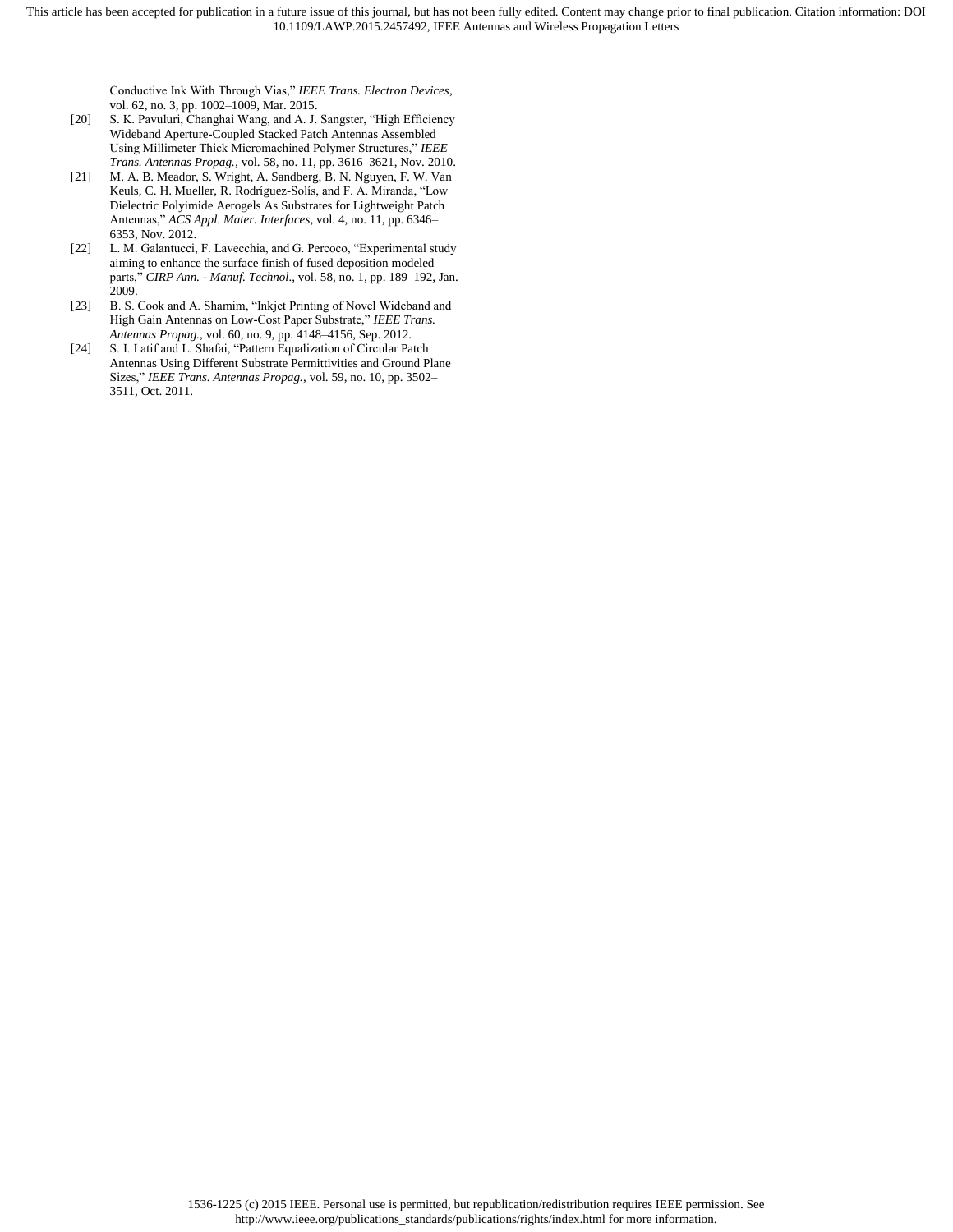Conductive Ink With Through Vias," *IEEE Trans. Electron Devices*, vol. 62, no. 3, pp. 1002–1009, Mar. 2015.

[20] S. K. Pavuluri, Changhai Wang, and A. J. Sangster, "High Efficiency Wideband Aperture-Coupled Stacked Patch Antennas Assembled Using Millimeter Thick Micromachined Polymer Structures," *IEEE Trans. Antennas Propag.*, vol. 58, no. 11, pp. 3616–3621, Nov. 2010.

[21] M. A. B. Meador, S. Wright, A. Sandberg, B. N. Nguyen, F. W. Van Keuls, C. H. Mueller, R. Rodríguez-Solís, and F. A. Miranda, "Low Dielectric Polyimide Aerogels As Substrates for Lightweight Patch Antennas," *ACS Appl. Mater. Interfaces*, vol. 4, no. 11, pp. 6346–6353, Nov. 2012.

[22] L. M. Galantucci, F. Lavecchia, and G. Percoco, "Experimental study aiming to enhance the surface finish of fused deposition modeled parts," *CIRP Ann. - Manuf. Technol.*, vol. 58, no. 1, pp. 189–192, Jan. 2009.

[23] B. S. Cook and A. Shamim, "Inkjet Printing of Novel Wideband and High Gain Antennas on Low-Cost Paper Substrate," *IEEE Trans. Antennas Propag.*, vol. 60, no. 9, pp. 4148–4156, Sep. 2012.

[24] S. I. Latif and L. Shafai, "Pattern Equalization of Circular Patch Antennas Using Different Substrate Permittivities and Ground Plane Sizes," *IEEE Trans. Antennas Propag.*, vol. 59, no. 10, pp. 3502–3511, Oct. 2011.